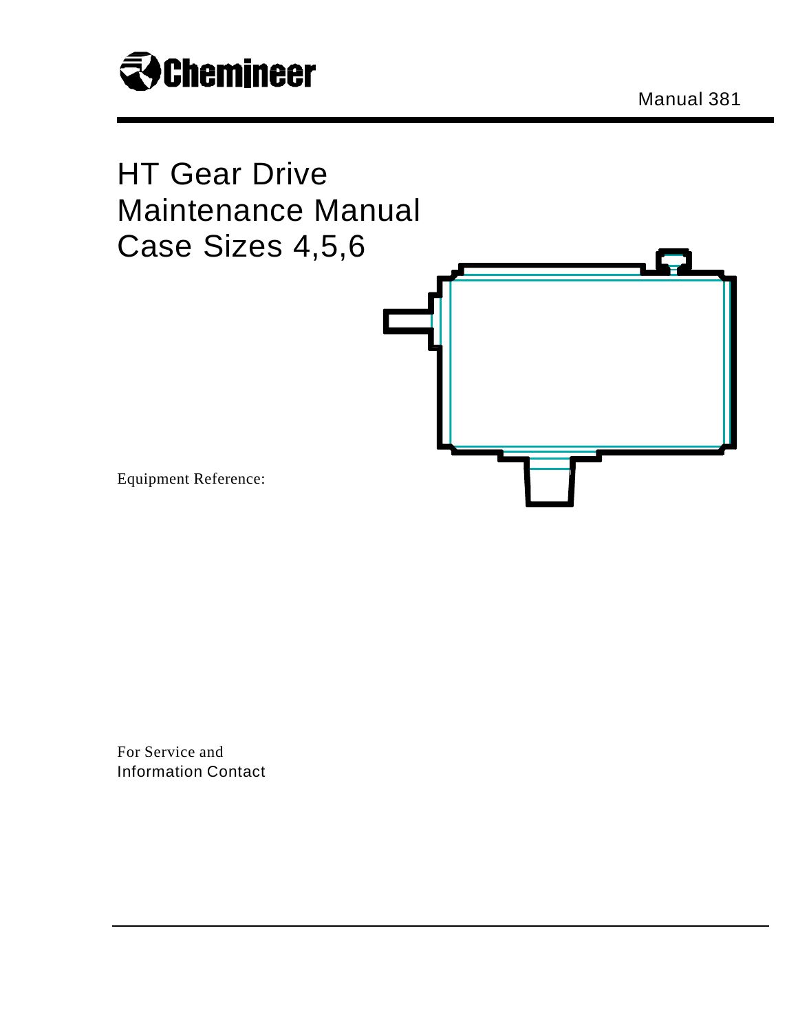Chemineer

Manual 381

# HT Gear Drive Maintenance Manual Case Sizes 4,5,6

Equipment Reference:

For Service and
Information Contact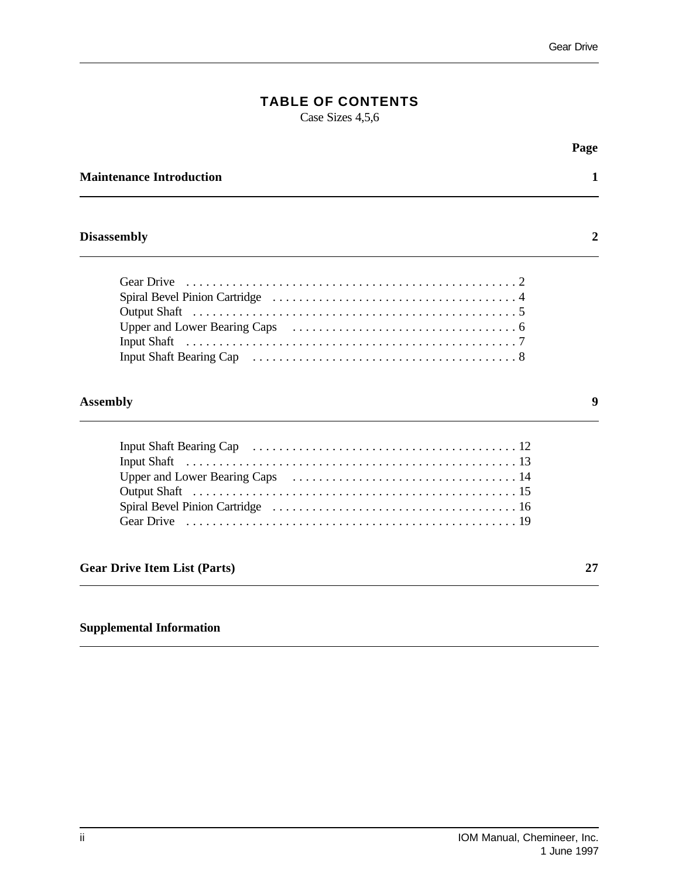# TABLE OF CONTENTS

Case Sizes 4,5,6

| | Page |
|---|---|
| **Maintenance Introduction** | **1** |
| **Disassembly** | **2** |
| Gear Drive | 2 |
| Spiral Bevel Pinion Cartridge | 4 |
| Output Shaft | 5 |
| Upper and Lower Bearing Caps | 6 |
| Input Shaft | 7 |
| Input Shaft Bearing Cap | 8 |
| **Assembly** | **9** |
| Input Shaft Bearing Cap | 12 |
| Input Shaft | 13 |
| Upper and Lower Bearing Caps | 14 |
| Output Shaft | 15 |
| Spiral Bevel Pinion Cartridge | 16 |
| Gear Drive | 19 |
| **Gear Drive Item List (Parts)** | **27** |
| **Supplemental Information** | |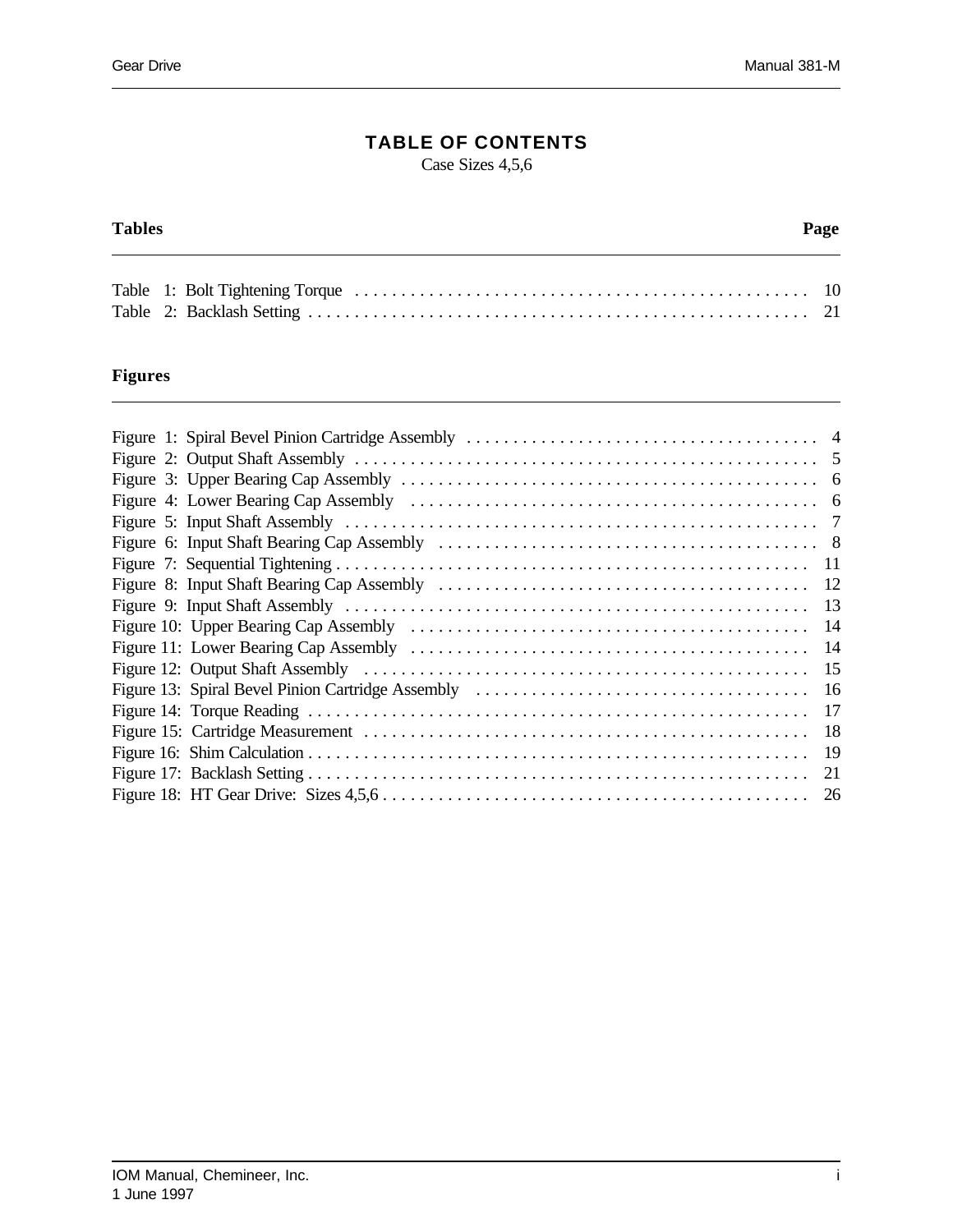# TABLE OF CONTENTS

Case Sizes 4,5,6

| Tables | Page |
|---|---|
| Table 1: Bolt Tightening Torque | 10 |
| Table 2: Backlash Setting | 21 |

| Figures | |
|---|---|
| Figure 1: Spiral Bevel Pinion Cartridge Assembly | 4 |
| Figure 2: Output Shaft Assembly | 5 |
| Figure 3: Upper Bearing Cap Assembly | 6 |
| Figure 4: Lower Bearing Cap Assembly | 6 |
| Figure 5: Input Shaft Assembly | 7 |
| Figure 6: Input Shaft Bearing Cap Assembly | 8 |
| Figure 7: Sequential Tightening | 11 |
| Figure 8: Input Shaft Bearing Cap Assembly | 12 |
| Figure 9: Input Shaft Assembly | 13 |
| Figure 10: Upper Bearing Cap Assembly | 14 |
| Figure 11: Lower Bearing Cap Assembly | 14 |
| Figure 12: Output Shaft Assembly | 15 |
| Figure 13: Spiral Bevel Pinion Cartridge Assembly | 16 |
| Figure 14: Torque Reading | 17 |
| Figure 15: Cartridge Measurement | 18 |
| Figure 16: Shim Calculation | 19 |
| Figure 17: Backlash Setting | 21 |
| Figure 18: HT Gear Drive: Sizes 4,5,6 | 26 |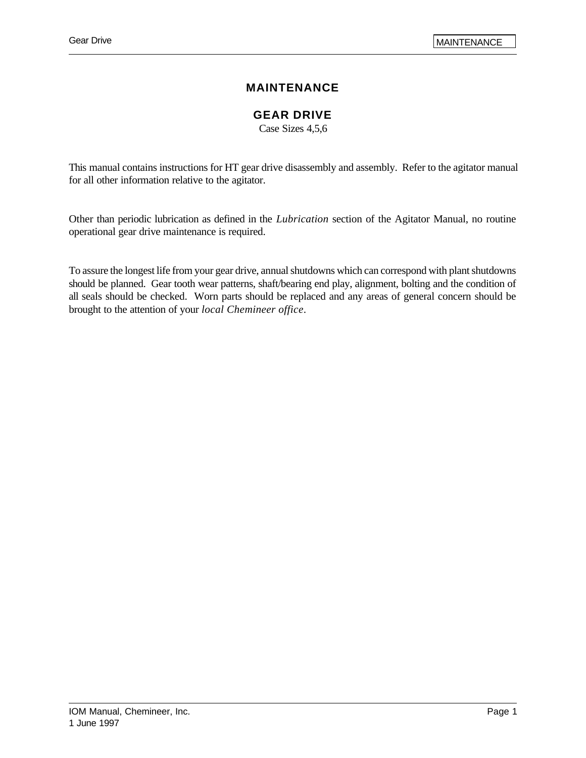# MAINTENANCE

## GEAR DRIVE

Case Sizes 4,5,6

This manual contains instructions for HT gear drive disassembly and assembly. Refer to the agitator manual for all other information relative to the agitator.

Other than periodic lubrication as defined in the *Lubrication* section of the Agitator Manual, no routine operational gear drive maintenance is required.

To assure the longest life from your gear drive, annual shutdowns which can correspond with plant shutdowns should be planned. Gear tooth wear patterns, shaft/bearing end play, alignment, bolting and the condition of all seals should be checked. Worn parts should be replaced and any areas of general concern should be brought to the attention of your *local Chemineer office*.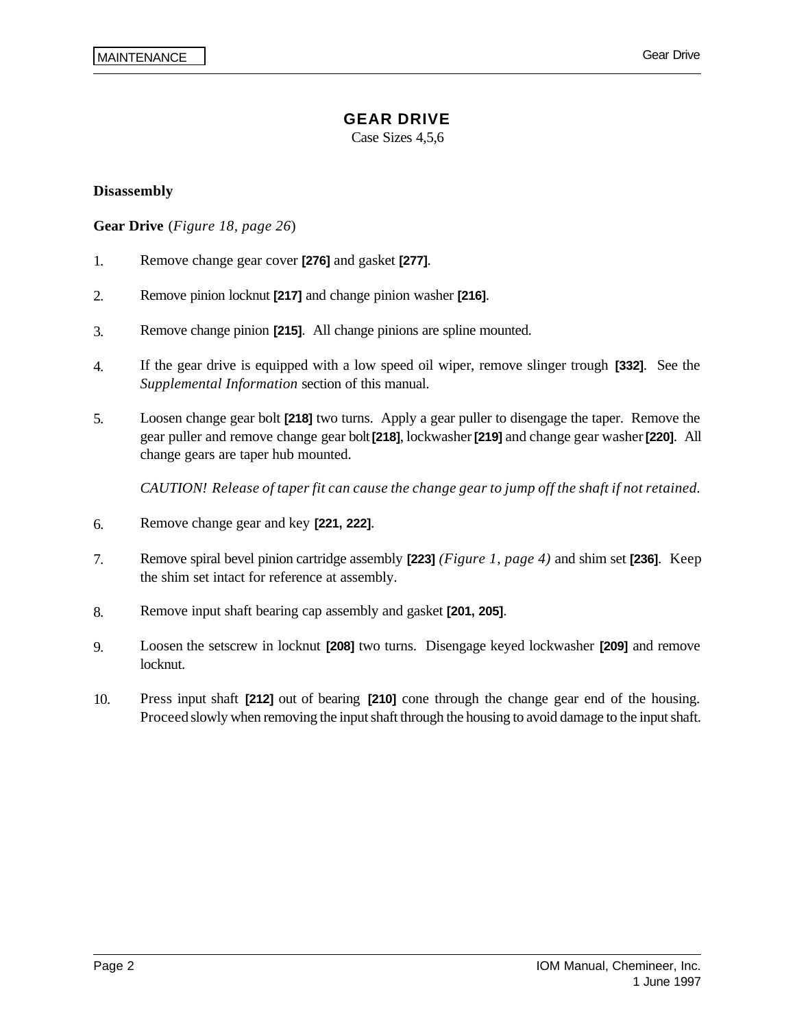# GEAR DRIVE

Case Sizes 4,5,6

### Disassembly

**Gear Drive** (*Figure 18, page 26*)

1. Remove change gear cover **[276]** and gasket **[277]**.
2. Remove pinion locknut **[217]** and change pinion washer **[216]**.
3. Remove change pinion **[215]**. All change pinions are spline mounted.
4. If the gear drive is equipped with a low speed oil wiper, remove slinger trough **[332]**. See the *Supplemental Information* section of this manual.
5. Loosen change gear bolt **[218]** two turns. Apply a gear puller to disengage the taper. Remove the gear puller and remove change gear bolt **[218]**, lockwasher **[219]** and change gear washer **[220]**. All change gears are taper hub mounted.

   *CAUTION! Release of taper fit can cause the change gear to jump off the shaft if not retained.*

6. Remove change gear and key **[221, 222]**.
7. Remove spiral bevel pinion cartridge assembly **[223]** *(Figure 1, page 4)* and shim set **[236]**. Keep the shim set intact for reference at assembly.
8. Remove input shaft bearing cap assembly and gasket **[201, 205]**.
9. Loosen the setscrew in locknut **[208]** two turns. Disengage keyed lockwasher **[209]** and remove locknut.
10. Press input shaft **[212]** out of bearing **[210]** cone through the change gear end of the housing. Proceed slowly when removing the input shaft through the housing to avoid damage to the input shaft.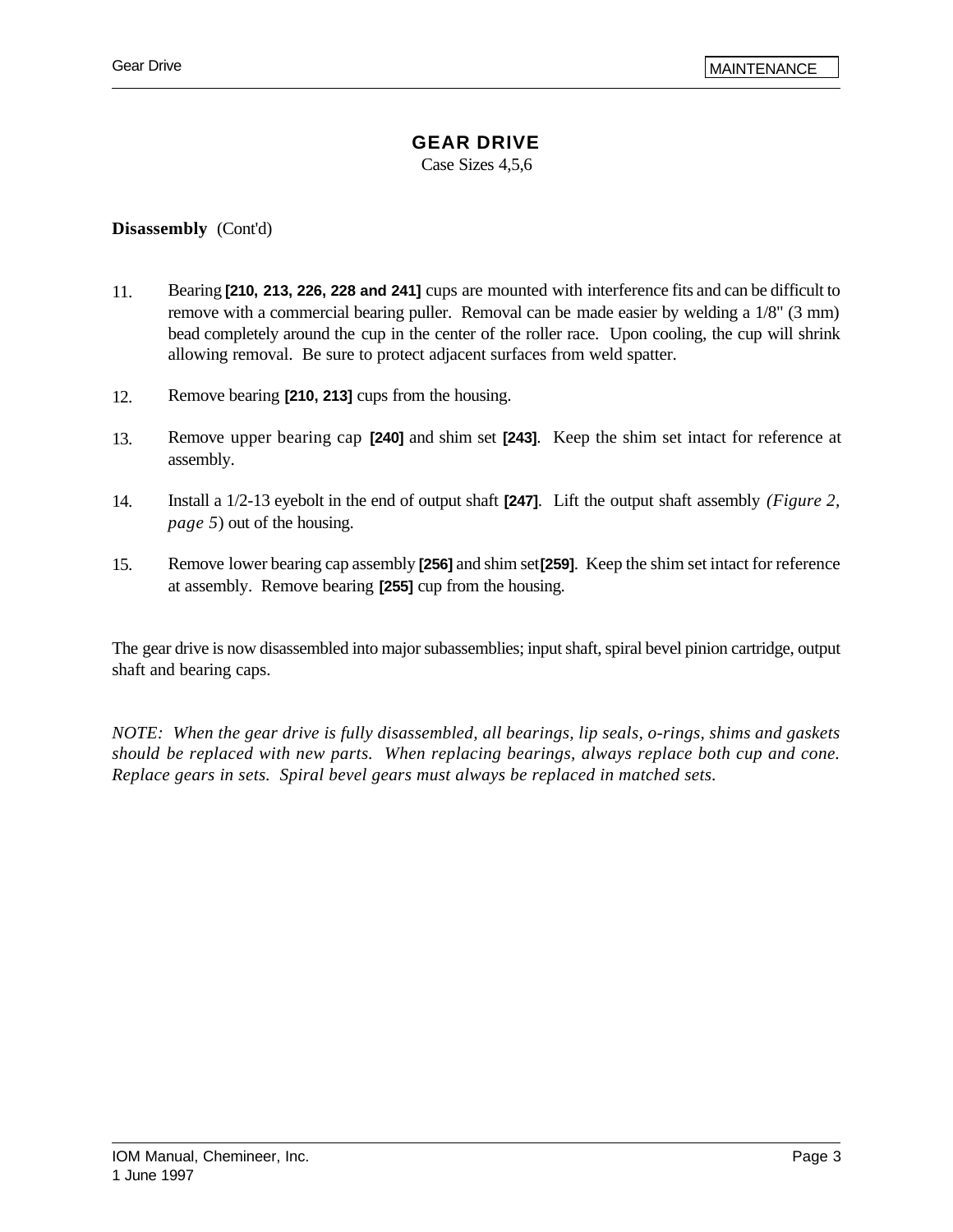# GEAR DRIVE

Case Sizes 4,5,6

**Disassembly** (Cont'd)

11. Bearing **[210, 213, 226, 228 and 241]** cups are mounted with interference fits and can be difficult to remove with a commercial bearing puller. Removal can be made easier by welding a 1/8" (3 mm) bead completely around the cup in the center of the roller race. Upon cooling, the cup will shrink allowing removal. Be sure to protect adjacent surfaces from weld spatter.

12. Remove bearing **[210, 213]** cups from the housing.

13. Remove upper bearing cap **[240]** and shim set **[243]**. Keep the shim set intact for reference at assembly.

14. Install a 1/2-13 eyebolt in the end of output shaft **[247]**. Lift the output shaft assembly *(Figure 2, page 5)* out of the housing.

15. Remove lower bearing cap assembly **[256]** and shim set **[259]**. Keep the shim set intact for reference at assembly. Remove bearing **[255]** cup from the housing.

The gear drive is now disassembled into major subassemblies; input shaft, spiral bevel pinion cartridge, output shaft and bearing caps.

*NOTE: When the gear drive is fully disassembled, all bearings, lip seals, o-rings, shims and gaskets should be replaced with new parts. When replacing bearings, always replace both cup and cone. Replace gears in sets. Spiral bevel gears must always be replaced in matched sets.*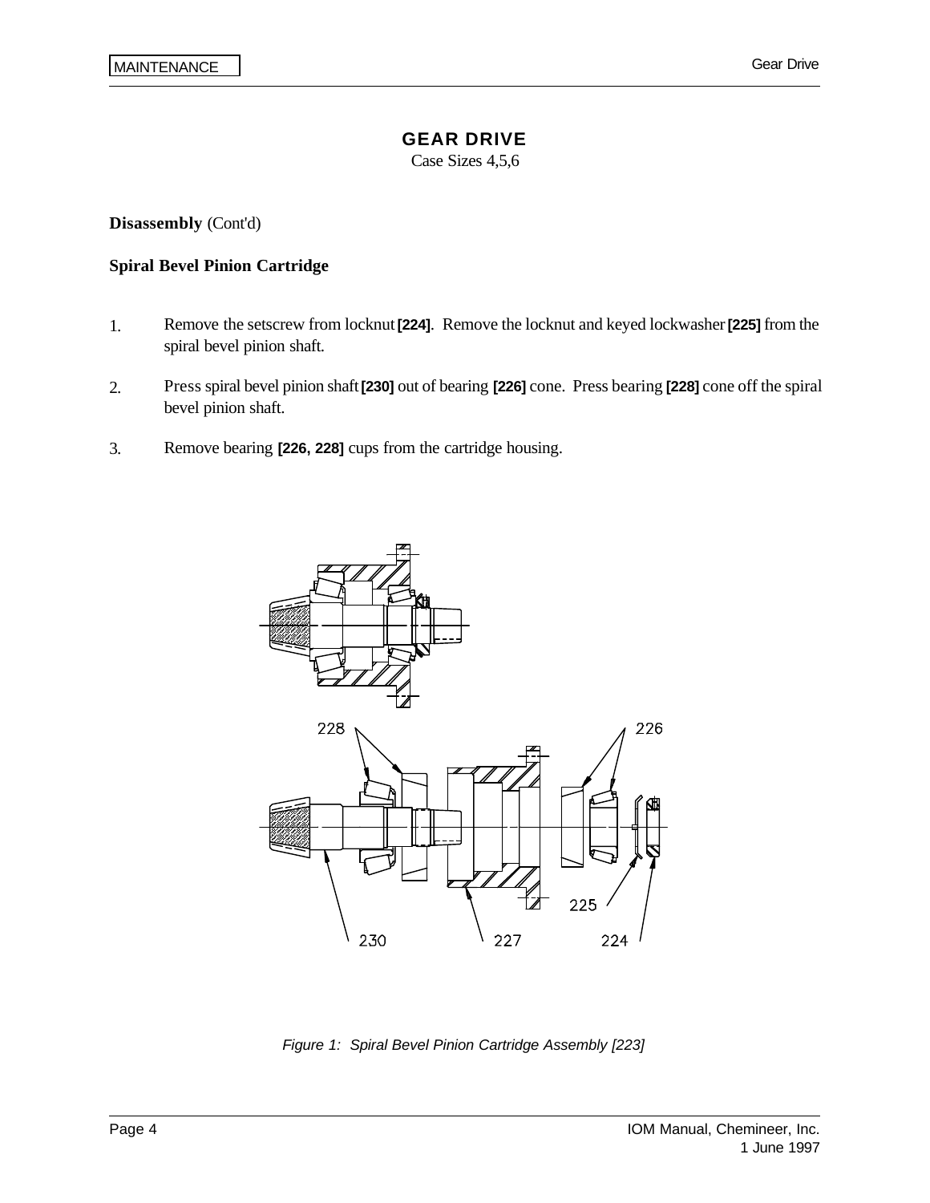# GEAR DRIVE

Case Sizes 4,5,6

**Disassembly** (Cont'd)

**Spiral Bevel Pinion Cartridge**

1. Remove the setscrew from locknut **[224]**. Remove the locknut and keyed lockwasher **[225]** from the spiral bevel pinion shaft.

2. Press spiral bevel pinion shaft **[230]** out of bearing **[226]** cone. Press bearing **[228]** cone off the spiral bevel pinion shaft.

3. Remove bearing **[226, 228]** cups from the cartridge housing.

228 226 225 230 227 224

*Figure 1: Spiral Bevel Pinion Cartridge Assembly [223]*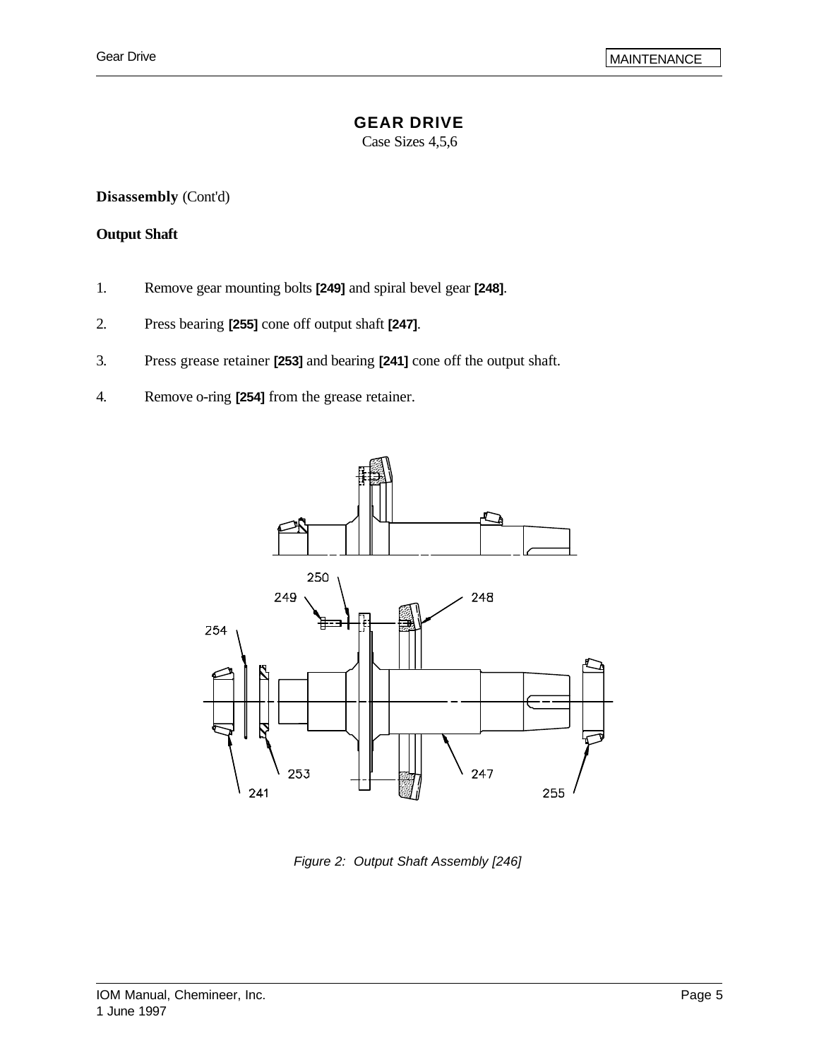# GEAR DRIVE

Case Sizes 4,5,6

**Disassembly** (Cont'd)

**Output Shaft**

1. Remove gear mounting bolts **[249]** and spiral bevel gear **[248]**.

2. Press bearing **[255]** cone off output shaft **[247]**.

3. Press grease retainer **[253]** and bearing **[241]** cone off the output shaft.

4. Remove o-ring **[254]** from the grease retainer.

*Figure 2: Output Shaft Assembly [246]*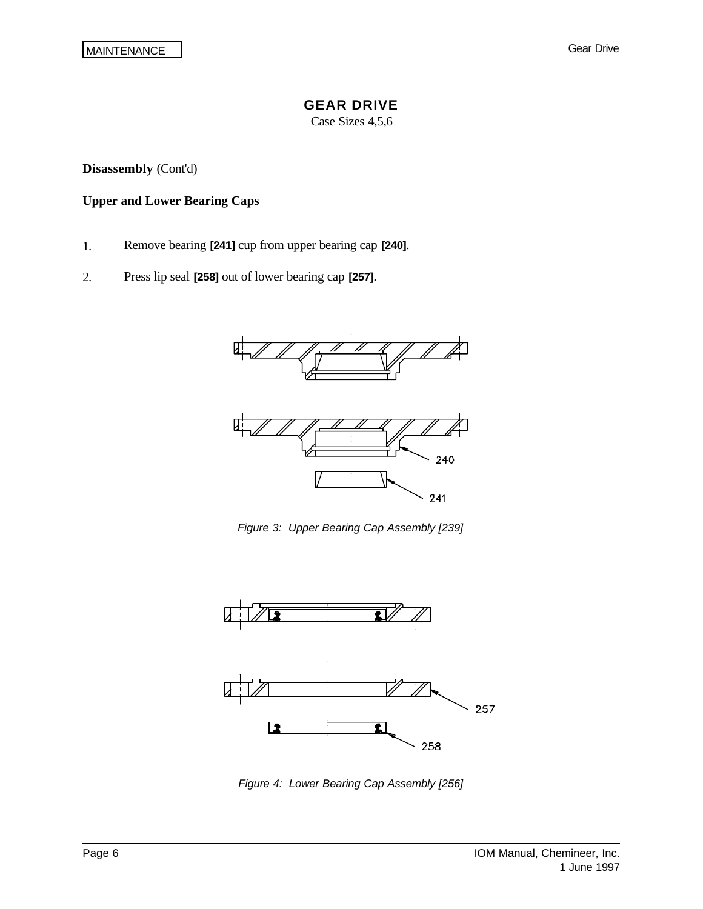# GEAR DRIVE

Case Sizes 4,5,6

**Disassembly** (Cont'd)

**Upper and Lower Bearing Caps**

1. Remove bearing **[241]** cup from upper bearing cap **[240]**.
2. Press lip seal **[258]** out of lower bearing cap **[257]**.

*Figure 3: Upper Bearing Cap Assembly [239]*

*Figure 4: Lower Bearing Cap Assembly [256]*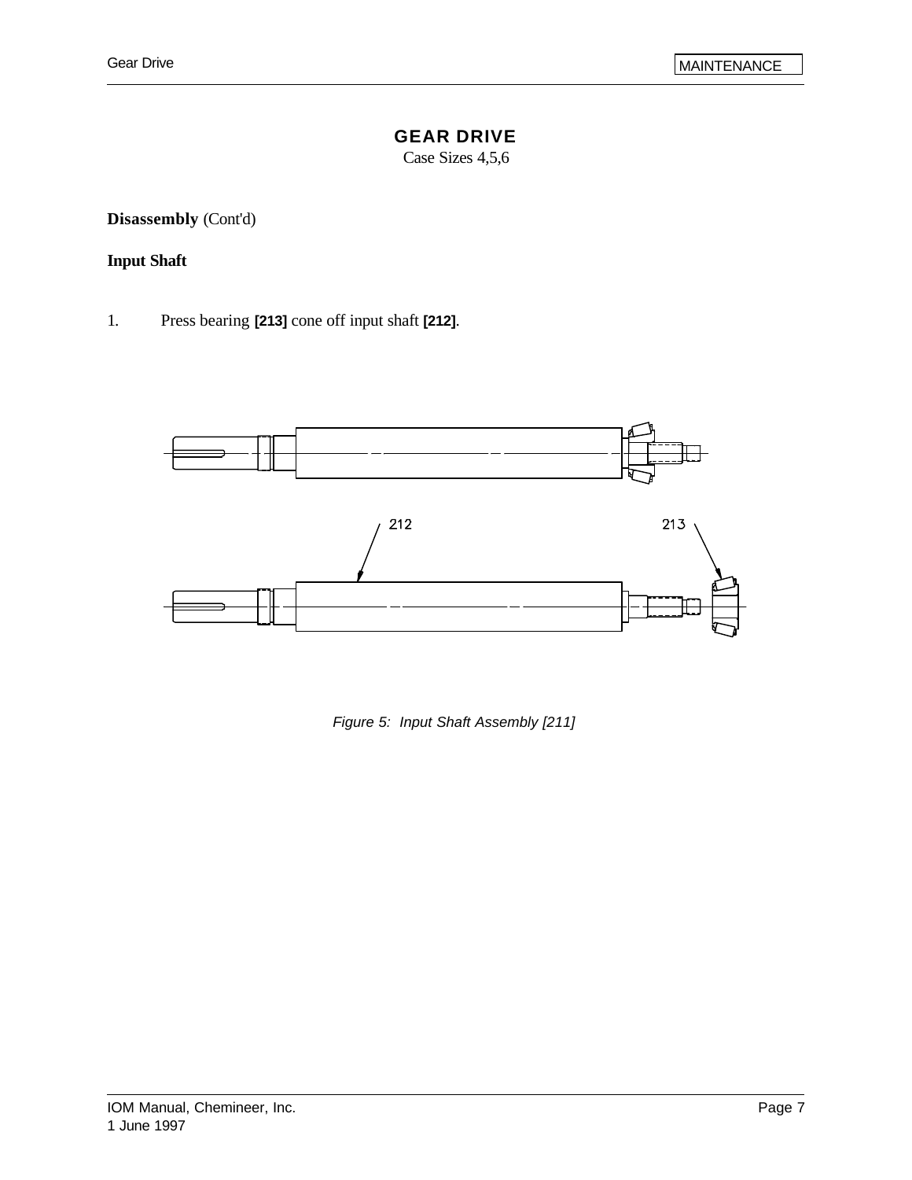# GEAR DRIVE

Case Sizes 4,5,6

**Disassembly** (Cont'd)

**Input Shaft**

1. Press bearing **[213]** cone off input shaft **[212]**.

*Figure 5: Input Shaft Assembly [211]*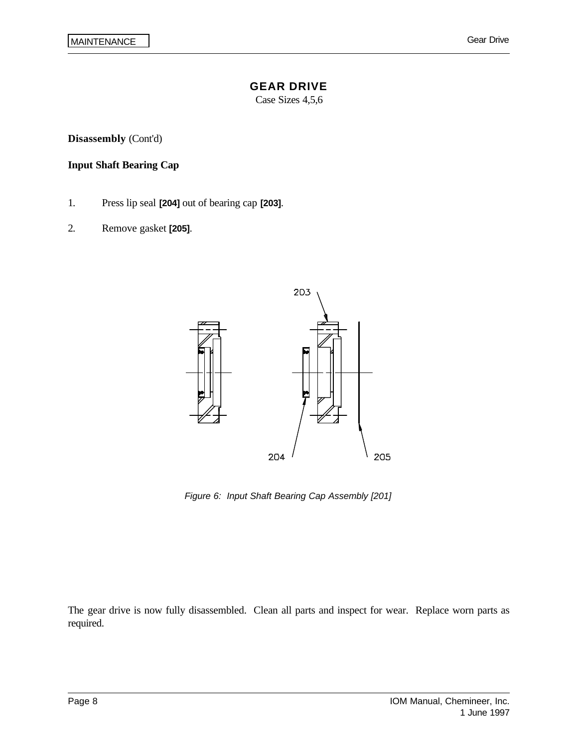# GEAR DRIVE

Case Sizes 4,5,6

**Disassembly** (Cont'd)

**Input Shaft Bearing Cap**

1. Press lip seal **[204]** out of bearing cap **[203]**.
2. Remove gasket **[205]**.

203

204 205

*Figure 6: Input Shaft Bearing Cap Assembly [201]*

The gear drive is now fully disassembled. Clean all parts and inspect for wear. Replace worn parts as required.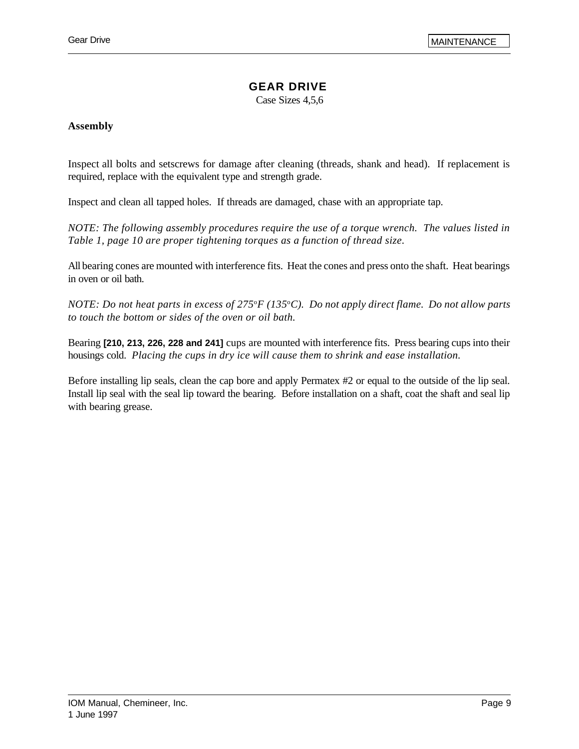# GEAR DRIVE

Case Sizes 4,5,6

**Assembly**

Inspect all bolts and setscrews for damage after cleaning (threads, shank and head). If replacement is required, replace with the equivalent type and strength grade.

Inspect and clean all tapped holes. If threads are damaged, chase with an appropriate tap.

*NOTE: The following assembly procedures require the use of a torque wrench. The values listed in Table 1, page 10 are proper tightening torques as a function of thread size.*

All bearing cones are mounted with interference fits. Heat the cones and press onto the shaft. Heat bearings in oven or oil bath.

*NOTE: Do not heat parts in excess of 275°F (135°C). Do not apply direct flame. Do not allow parts to touch the bottom or sides of the oven or oil bath.*

Bearing **[210, 213, 226, 228 and 241]** cups are mounted with interference fits. Press bearing cups into their housings cold. *Placing the cups in dry ice will cause them to shrink and ease installation.*

Before installing lip seals, clean the cap bore and apply Permatex #2 or equal to the outside of the lip seal. Install lip seal with the seal lip toward the bearing. Before installation on a shaft, coat the shaft and seal lip with bearing grease.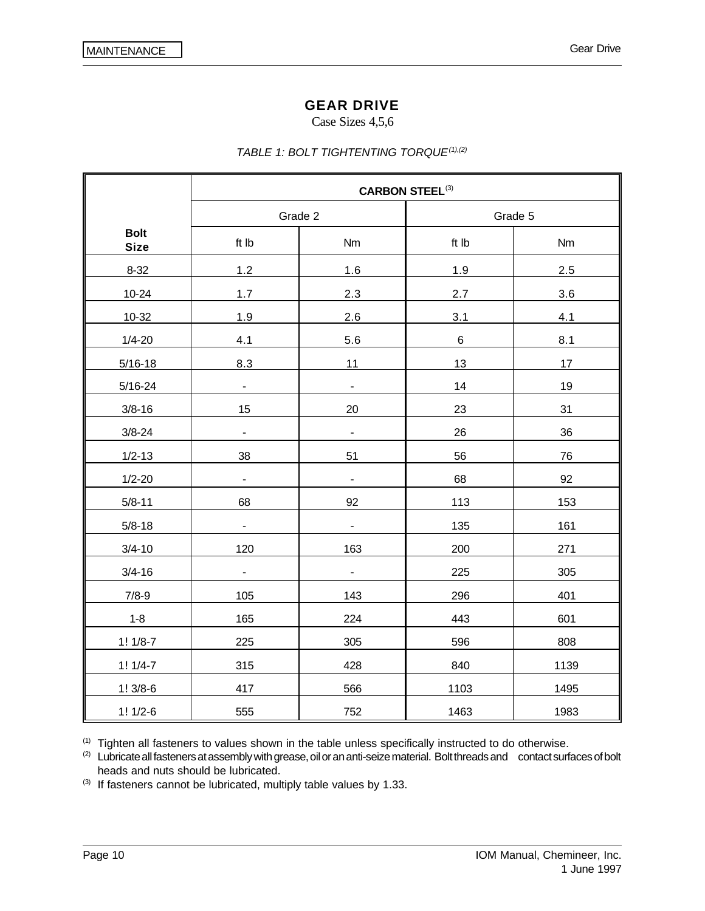# GEAR DRIVE

Case Sizes 4,5,6

*TABLE 1: BOLT TIGHTENTING TORQUE[(1),(2)]*

| Bolt Size | CARBON STEEL[(3)] | | | |
|---|---|---|---|---|
| | Grade 2 | | Grade 5 | |
| | ft lb | Nm | ft lb | Nm |
| 8-32 | 1.2 | 1.6 | 1.9 | 2.5 |
| 10-24 | 1.7 | 2.3 | 2.7 | 3.6 |
| 10-32 | 1.9 | 2.6 | 3.1 | 4.1 |
| 1/4-20 | 4.1 | 5.6 | 6 | 8.1 |
| 5/16-18 | 8.3 | 11 | 13 | 17 |
| 5/16-24 | - | - | 14 | 19 |
| 3/8-16 | 15 | 20 | 23 | 31 |
| 3/8-24 | - | - | 26 | 36 |
| 1/2-13 | 38 | 51 | 56 | 76 |
| 1/2-20 | - | - | 68 | 92 |
| 5/8-11 | 68 | 92 | 113 | 153 |
| 5/8-18 | - | - | 135 | 161 |
| 3/4-10 | 120 | 163 | 200 | 271 |
| 3/4-16 | - | - | 225 | 305 |
| 7/8-9 | 105 | 143 | 296 | 401 |
| 1-8 | 165 | 224 | 443 | 601 |
| 1! 1/8-7 | 225 | 305 | 596 | 808 |
| 1! 1/4-7 | 315 | 428 | 840 | 1139 |
| 1! 3/8-6 | 417 | 566 | 1103 | 1495 |
| 1! 1/2-6 | 555 | 752 | 1463 | 1983 |

(1) Tighten all fasteners to values shown in the table unless specifically instructed to do otherwise.

(2) Lubricate all fasteners at assembly with grease, oil or an anti-seize material. Bolt threads and contact surfaces of bolt heads and nuts should be lubricated.

(3) If fasteners cannot be lubricated, multiply table values by 1.33.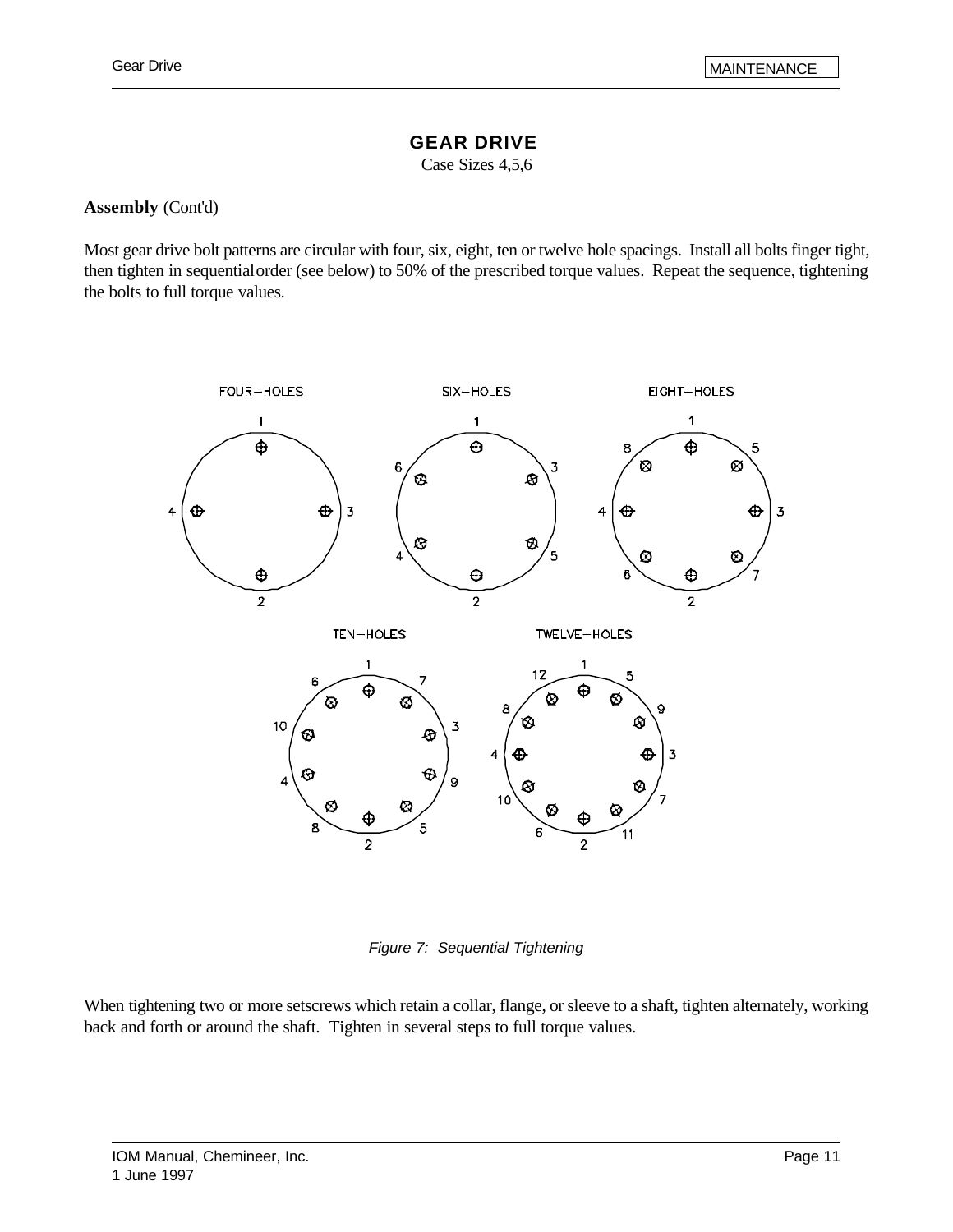# GEAR DRIVE

Case Sizes 4,5,6

**Assembly** (Cont'd)

Most gear drive bolt patterns are circular with four, six, eight, ten or twelve hole spacings. Install all bolts finger tight, then tighten in sequential order (see below) to 50% of the prescribed torque values. Repeat the sequence, tightening the bolts to full torque values.

FOUR–HOLES SIX–HOLES EIGHT–HOLES TEN–HOLES TWELVE–HOLES

*Figure 7: Sequential Tightening*

When tightening two or more setscrews which retain a collar, flange, or sleeve to a shaft, tighten alternately, working back and forth or around the shaft. Tighten in several steps to full torque values.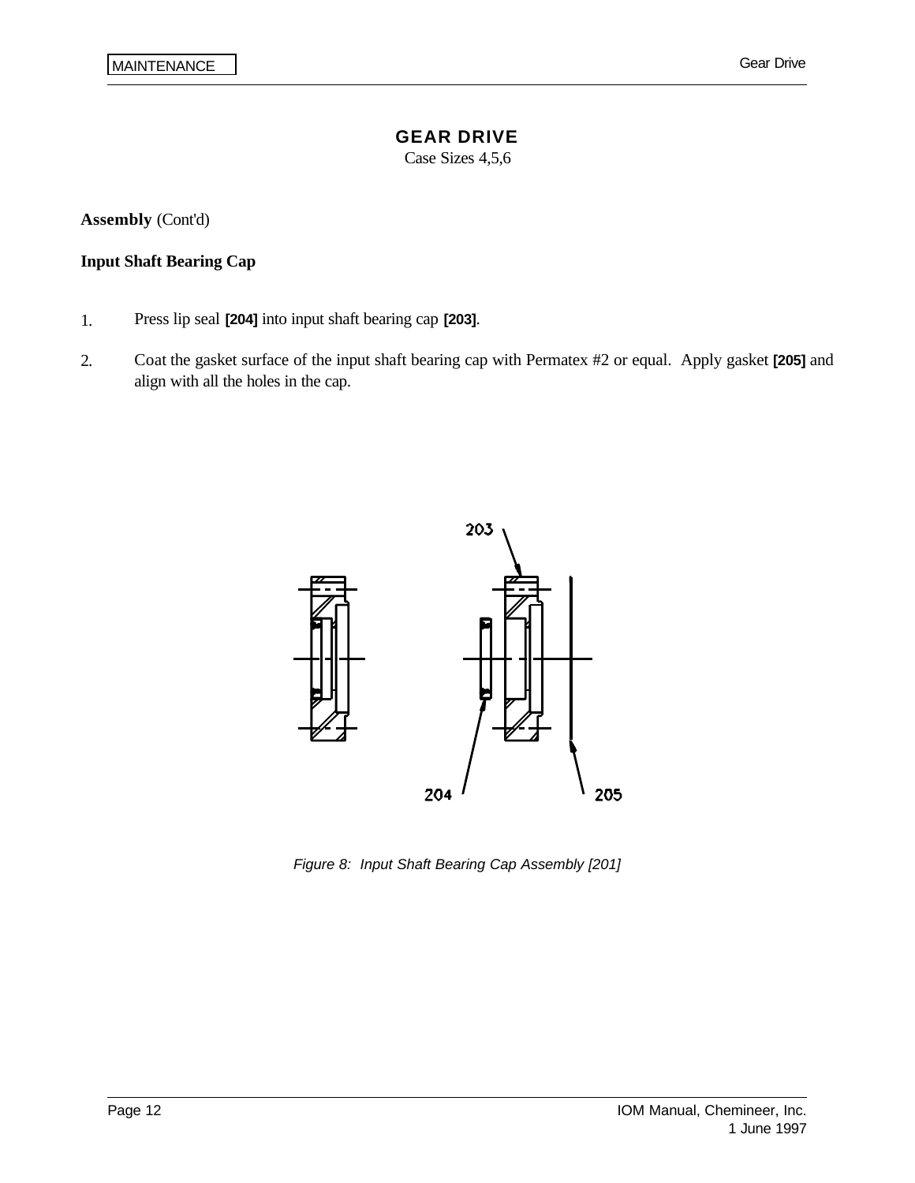# GEAR DRIVE

Case Sizes 4,5,6

**Assembly** (Cont'd)

**Input Shaft Bearing Cap**

1. Press lip seal **[204]** into input shaft bearing cap **[203]**.

2. Coat the gasket surface of the input shaft bearing cap with Permatex #2 or equal. Apply gasket **[205]** and align with all the holes in the cap.

*Figure 8: Input Shaft Bearing Cap Assembly [201]*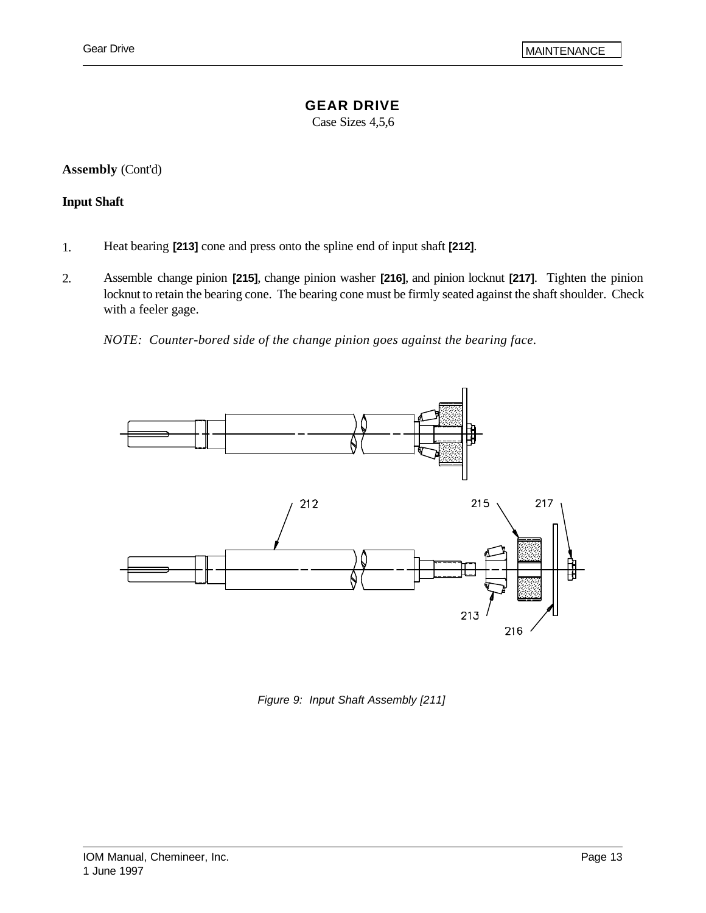# GEAR DRIVE

Case Sizes 4,5,6

**Assembly** (Cont'd)

**Input Shaft**

1. Heat bearing **[213]** cone and press onto the spline end of input shaft **[212]**.

2. Assemble change pinion **[215]**, change pinion washer **[216]**, and pinion locknut **[217]**. Tighten the pinion locknut to retain the bearing cone. The bearing cone must be firmly seated against the shaft shoulder. Check with a feeler gage.

   *NOTE: Counter-bored side of the change pinion goes against the bearing face.*

*Figure 9: Input Shaft Assembly [211]*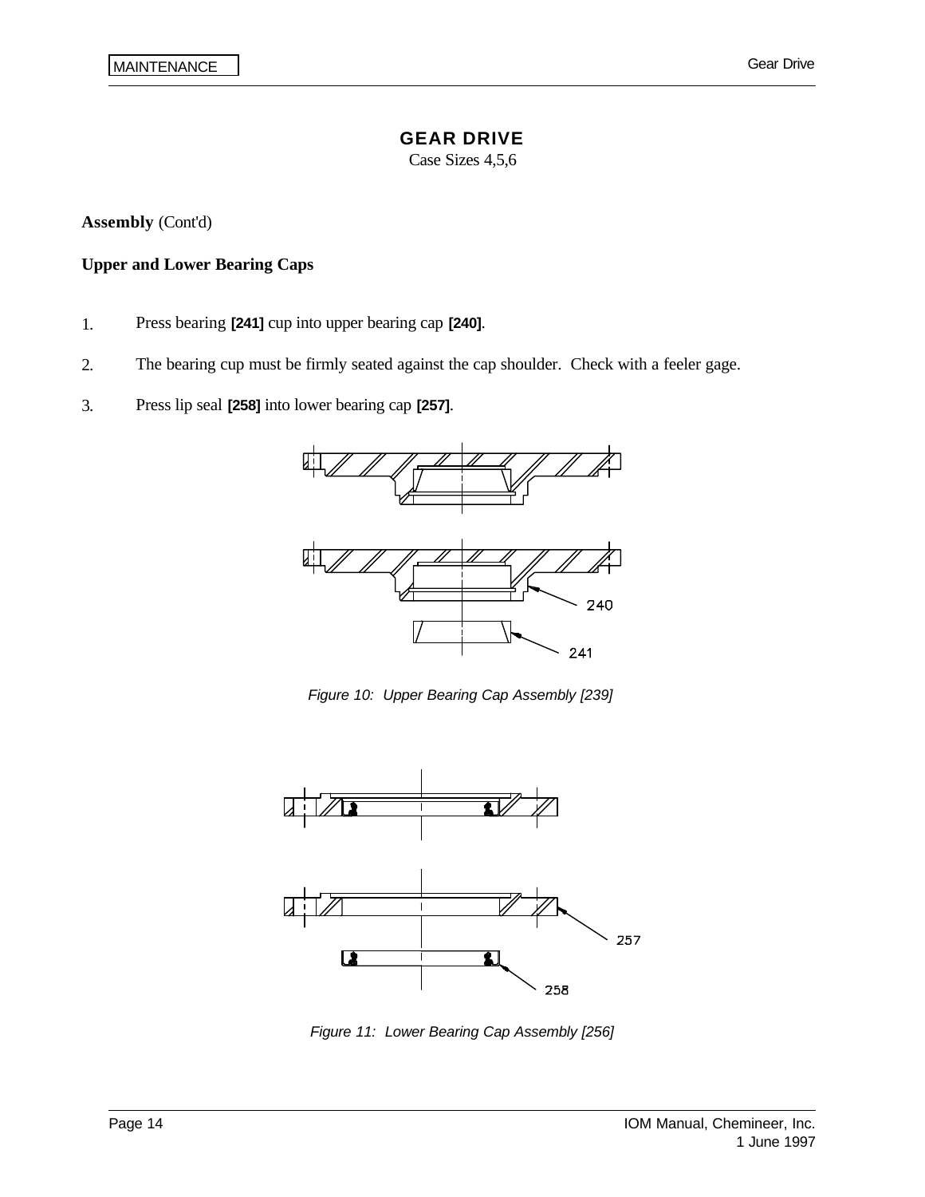## GEAR DRIVE

Case Sizes 4,5,6

**Assembly** (Cont'd)

**Upper and Lower Bearing Caps**

1. Press bearing **[241]** cup into upper bearing cap **[240]**.
2. The bearing cup must be firmly seated against the cap shoulder. Check with a feeler gage.
3. Press lip seal **[258]** into lower bearing cap **[257]**.

*Figure 10: Upper Bearing Cap Assembly [239]*

*Figure 11: Lower Bearing Cap Assembly [256]*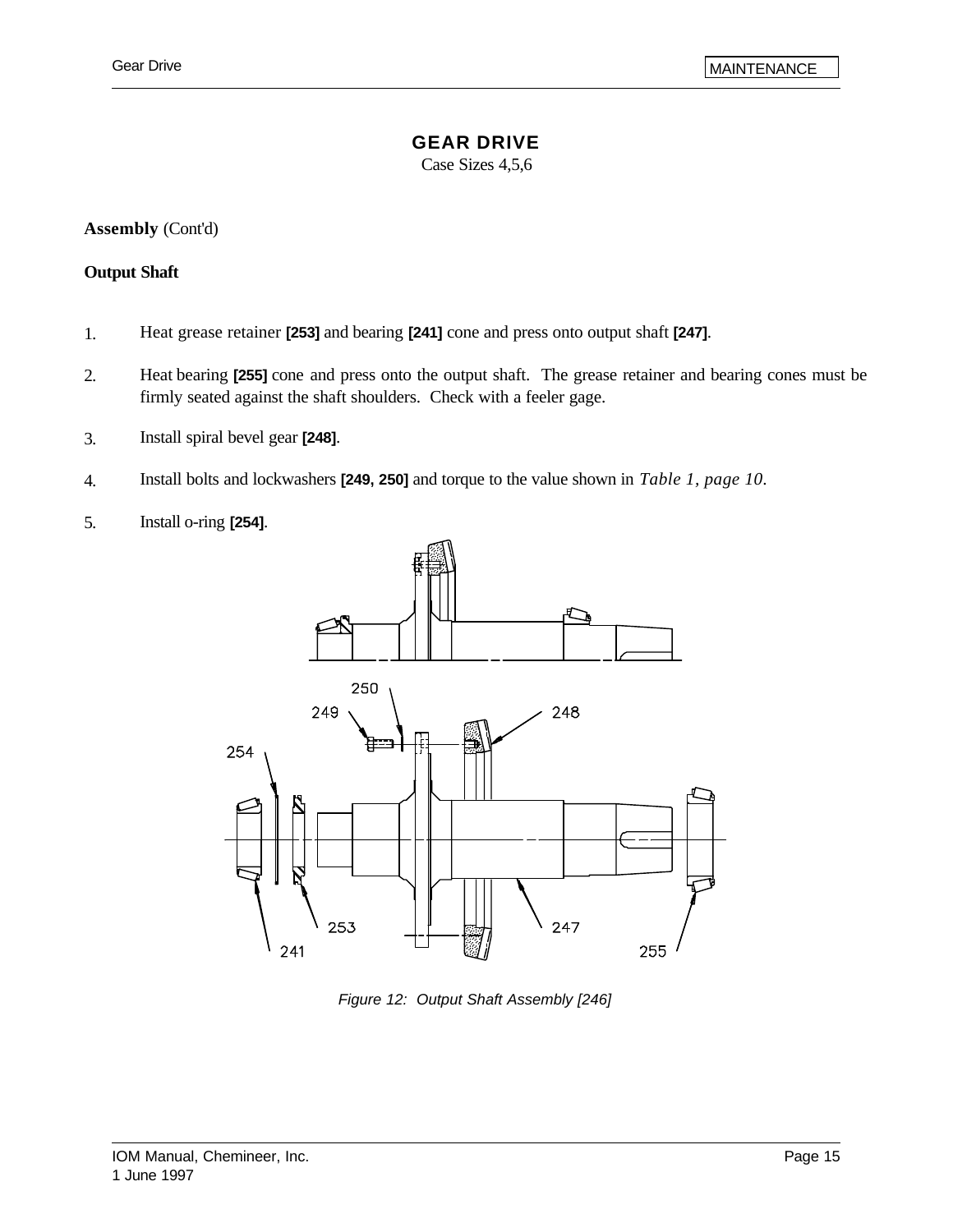# GEAR DRIVE

Case Sizes 4,5,6

**Assembly** (Cont'd)

**Output Shaft**

1. Heat grease retainer **[253]** and bearing **[241]** cone and press onto output shaft **[247]**.
2. Heat bearing **[255]** cone and press onto the output shaft. The grease retainer and bearing cones must be firmly seated against the shaft shoulders. Check with a feeler gage.
3. Install spiral bevel gear **[248]**.
4. Install bolts and lockwashers **[249, 250]** and torque to the value shown in *Table 1, page 10*.
5. Install o-ring **[254]**.

*Figure 12: Output Shaft Assembly [246]*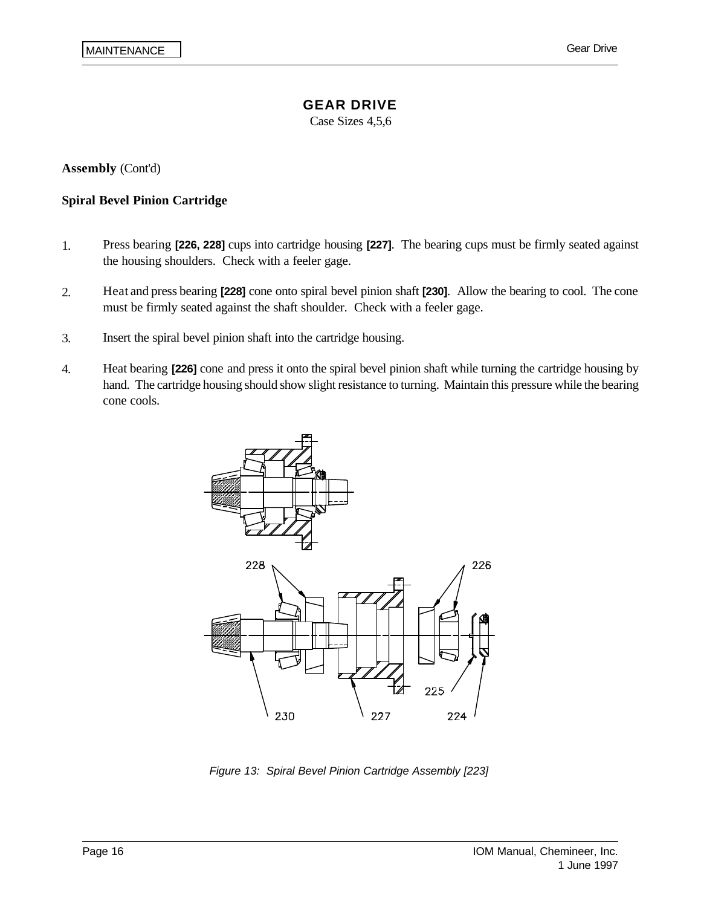# GEAR DRIVE

Case Sizes 4,5,6

**Assembly** (Cont'd)

**Spiral Bevel Pinion Cartridge**

1. Press bearing **[226, 228]** cups into cartridge housing **[227]**. The bearing cups must be firmly seated against the housing shoulders. Check with a feeler gage.

2. Heat and press bearing **[228]** cone onto spiral bevel pinion shaft **[230]**. Allow the bearing to cool. The cone must be firmly seated against the shaft shoulder. Check with a feeler gage.

3. Insert the spiral bevel pinion shaft into the cartridge housing.

4. Heat bearing **[226]** cone and press it onto the spiral bevel pinion shaft while turning the cartridge housing by hand. The cartridge housing should show slight resistance to turning. Maintain this pressure while the bearing cone cools.

*Figure 13: Spiral Bevel Pinion Cartridge Assembly [223]*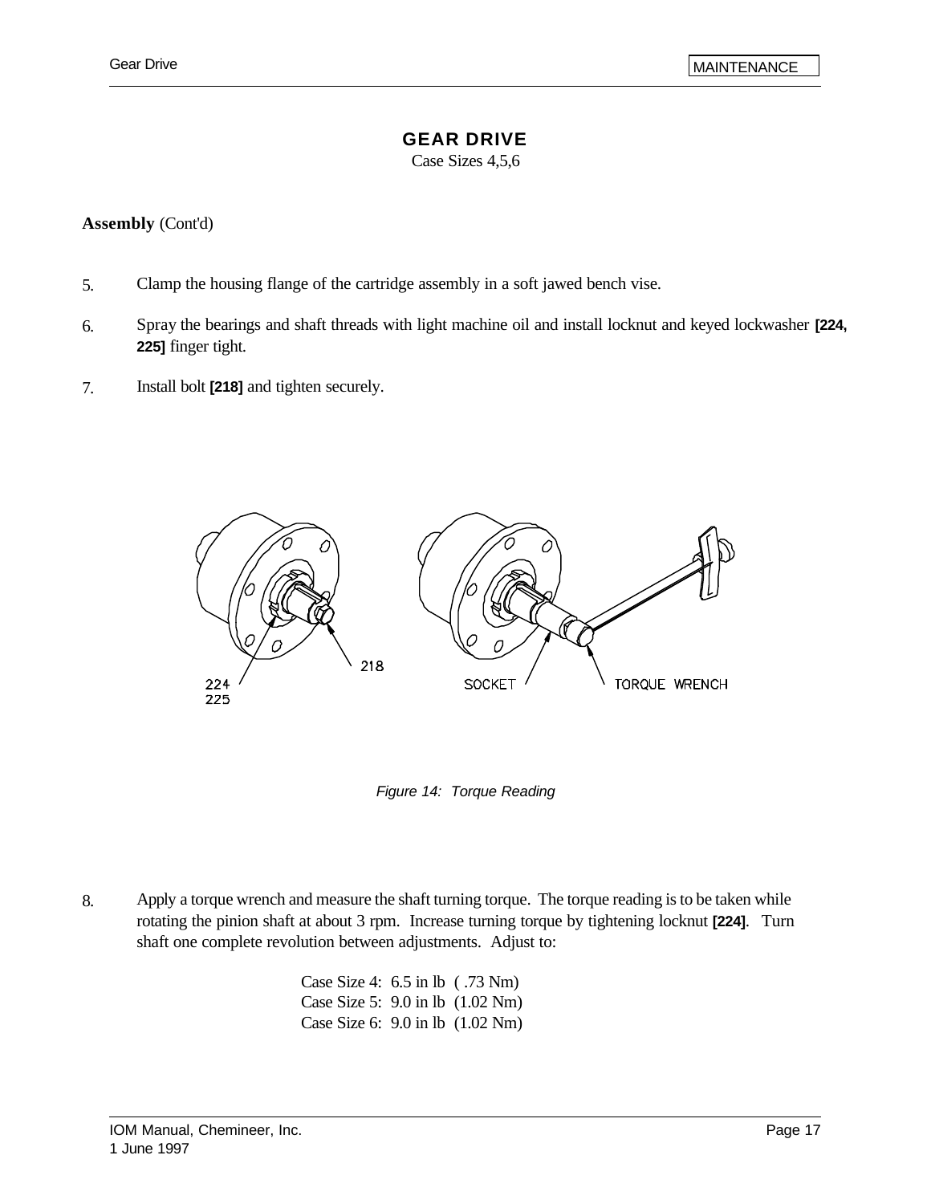# GEAR DRIVE

Case Sizes 4,5,6

**Assembly** (Cont'd)

5. Clamp the housing flange of the cartridge assembly in a soft jawed bench vise.

6. Spray the bearings and shaft threads with light machine oil and install locknut and keyed lockwasher **[224, 225]** finger tight.

7. Install bolt **[218]** and tighten securely.

*Figure 14: Torque Reading*

8. Apply a torque wrench and measure the shaft turning torque. The torque reading is to be taken while rotating the pinion shaft at about 3 rpm. Increase turning torque by tightening locknut **[224]**. Turn shaft one complete revolution between adjustments. Adjust to:

   Case Size 4: 6.5 in lb ( .73 Nm)
   Case Size 5: 9.0 in lb (1.02 Nm)
   Case Size 6: 9.0 in lb (1.02 Nm)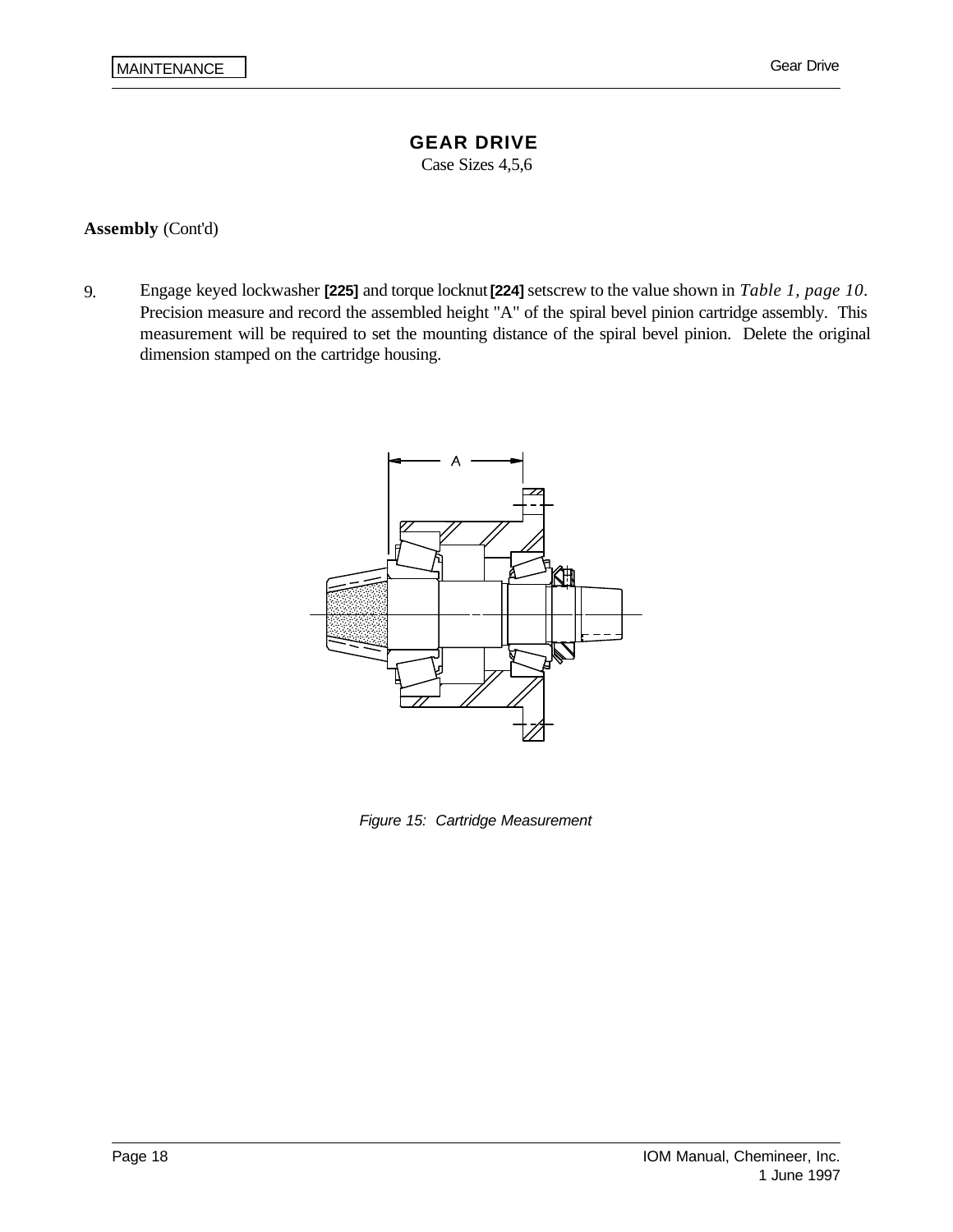# GEAR DRIVE

Case Sizes 4,5,6

**Assembly** (Cont'd)

9. Engage keyed lockwasher **[225]** and torque locknut **[224]** setscrew to the value shown in *Table 1, page 10*. Precision measure and record the assembled height "A" of the spiral bevel pinion cartridge assembly. This measurement will be required to set the mounting distance of the spiral bevel pinion. Delete the original dimension stamped on the cartridge housing.

*Figure 15: Cartridge Measurement*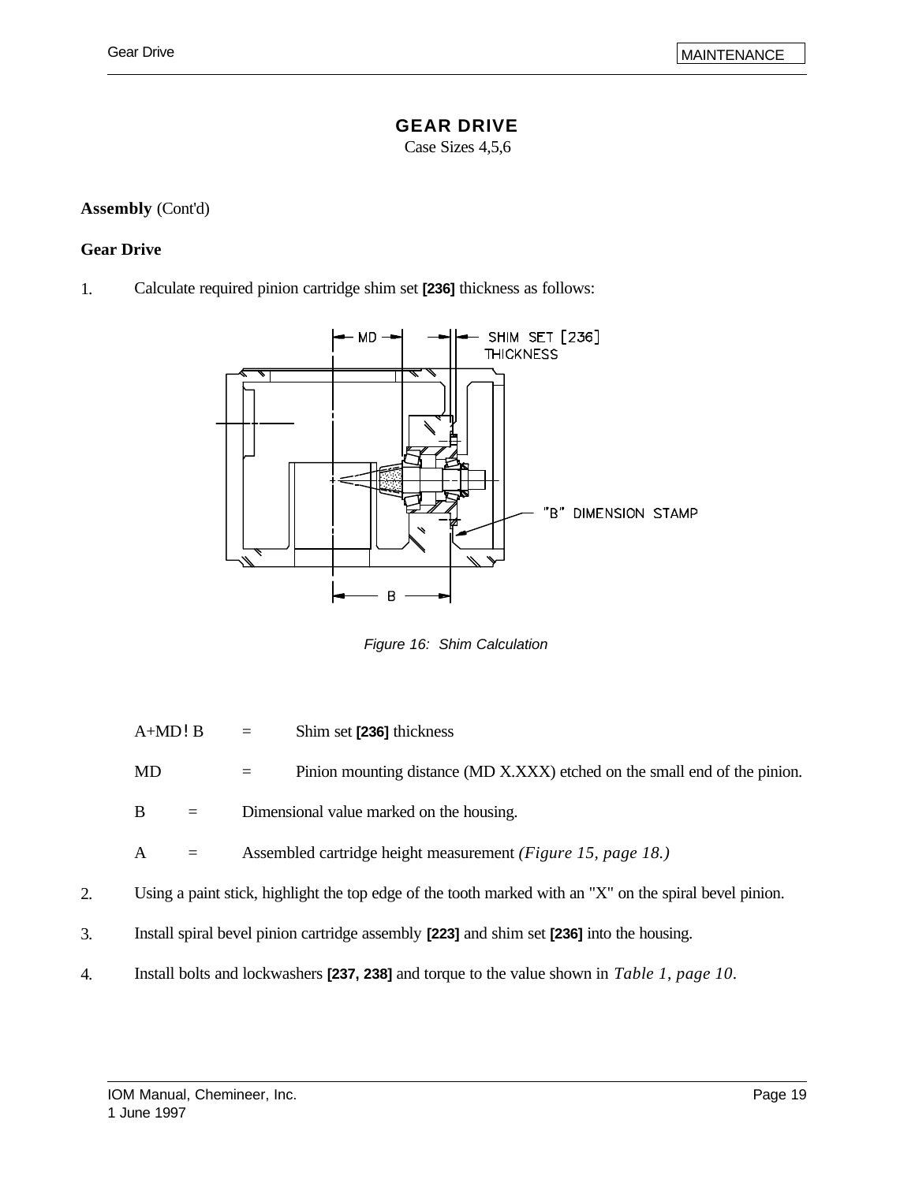# GEAR DRIVE

Case Sizes 4,5,6

**Assembly** (Cont'd)

**Gear Drive**

1. Calculate required pinion cartridge shim set **[236]** thickness as follows:

*Figure 16: Shim Calculation*

A+MD − B = Shim set **[236]** thickness

MD = Pinion mounting distance (MD X.XXX) etched on the small end of the pinion.

B = Dimensional value marked on the housing.

A = Assembled cartridge height measurement *(Figure 15, page 18.)*

2. Using a paint stick, highlight the top edge of the tooth marked with an "X" on the spiral bevel pinion.

3. Install spiral bevel pinion cartridge assembly **[223]** and shim set **[236]** into the housing.

4. Install bolts and lockwashers **[237, 238]** and torque to the value shown in *Table 1, page 10*.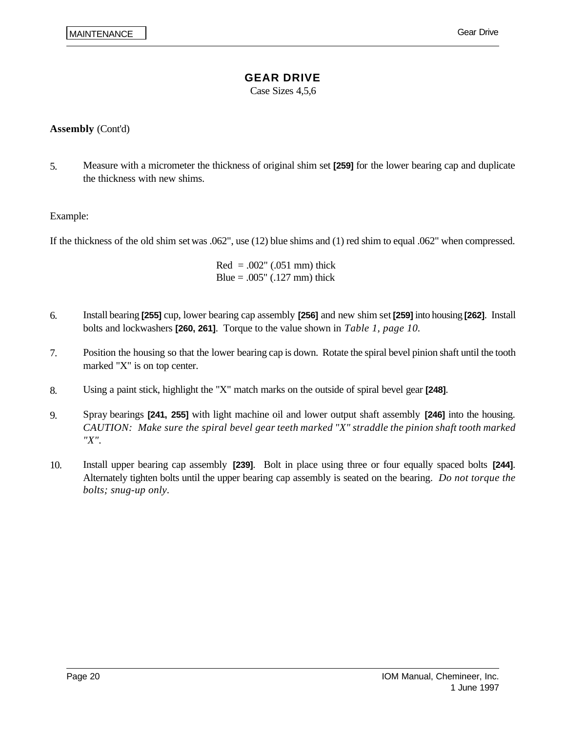# GEAR DRIVE

Case Sizes 4,5,6

**Assembly** (Cont'd)

5. Measure with a micrometer the thickness of original shim set **[259]** for the lower bearing cap and duplicate the thickness with new shims.

Example:

If the thickness of the old shim set was .062", use (12) blue shims and (1) red shim to equal .062" when compressed.

Red = .002" (.051 mm) thick
Blue = .005" (.127 mm) thick

6. Install bearing **[255]** cup, lower bearing cap assembly **[256]** and new shim set **[259]** into housing **[262]**. Install bolts and lockwashers **[260, 261]**. Torque to the value shown in *Table 1, page 10*.

7. Position the housing so that the lower bearing cap is down. Rotate the spiral bevel pinion shaft until the tooth marked "X" is on top center.

8. Using a paint stick, highlight the "X" match marks on the outside of spiral bevel gear **[248]**.

9. Spray bearings **[241, 255]** with light machine oil and lower output shaft assembly **[246]** into the housing. *CAUTION: Make sure the spiral bevel gear teeth marked "X" straddle the pinion shaft tooth marked "X".*

10. Install upper bearing cap assembly **[239]**. Bolt in place using three or four equally spaced bolts **[244]**. Alternately tighten bolts until the upper bearing cap assembly is seated on the bearing. *Do not torque the bolts; snug-up only*.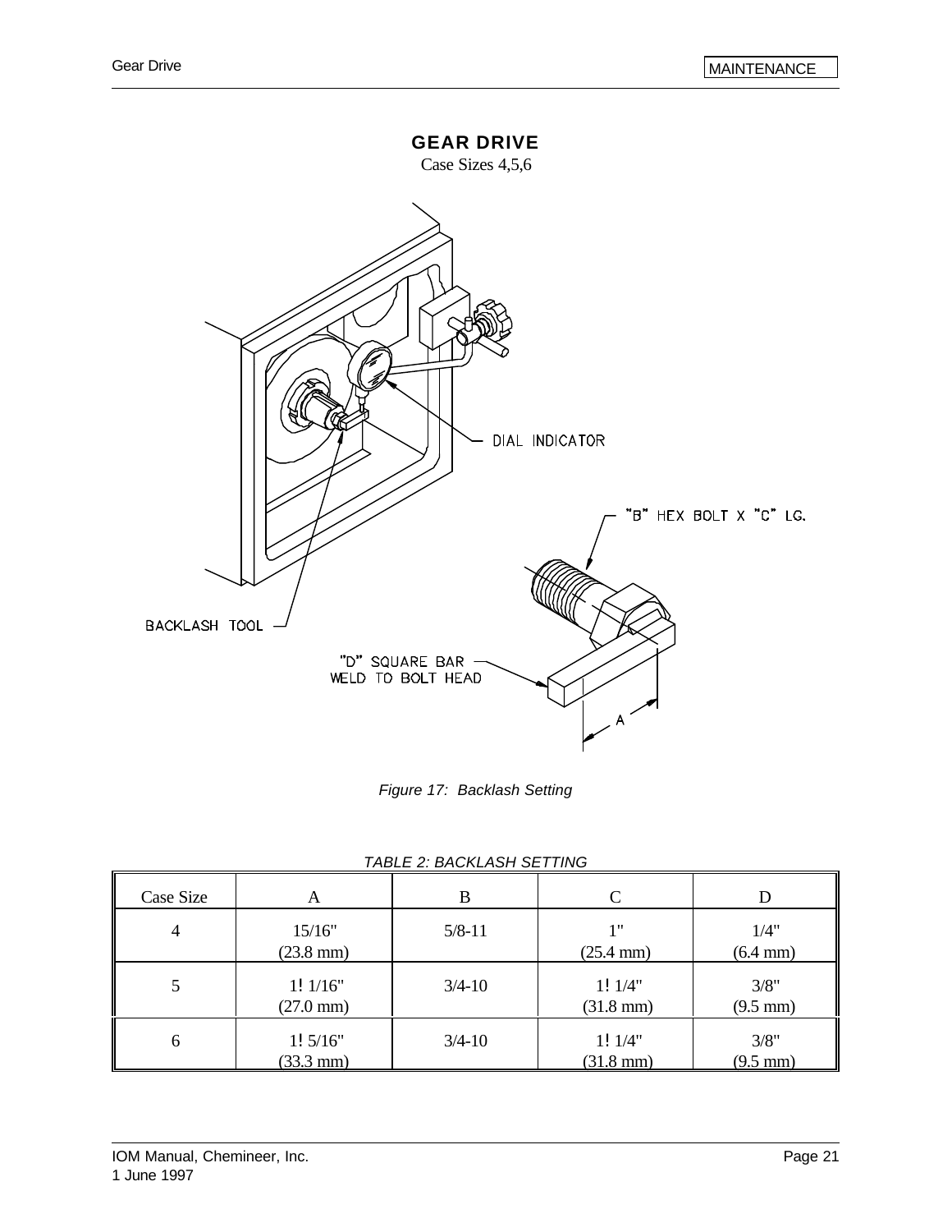# GEAR DRIVE

Case Sizes 4,5,6

DIAL INDICATOR

"B" HEX BOLT X "C" LG.

BACKLASH TOOL

"D" SQUARE BAR WELD TO BOLT HEAD

A

*Figure 17: Backlash Setting*

*TABLE 2: BACKLASH SETTING*

| Case Size | A | B | C | D |
|---|---|---|---|---|
| 4 | 15/16" (23.8 mm) | 5/8-11 | 1" (25.4 mm) | 1/4" (6.4 mm) |
| 5 | 1! 1/16" (27.0 mm) | 3/4-10 | 1! 1/4" (31.8 mm) | 3/8" (9.5 mm) |
| 6 | 1! 5/16" (33.3 mm) | 3/4-10 | 1! 1/4" (31.8 mm) | 3/8" (9.5 mm) |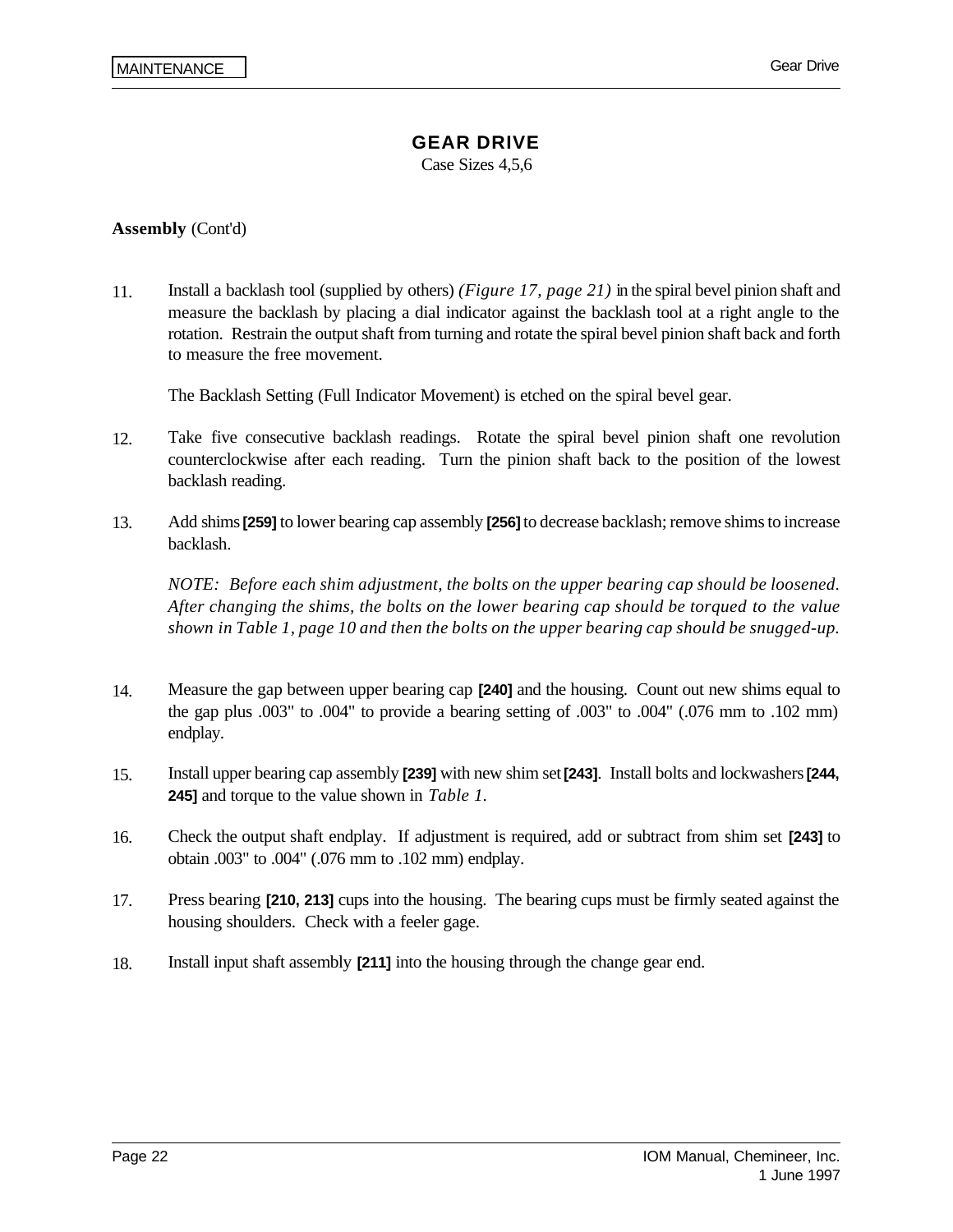# GEAR DRIVE

Case Sizes 4,5,6

**Assembly** (Cont'd)

11. Install a backlash tool (supplied by others) *(Figure 17, page 21)* in the spiral bevel pinion shaft and measure the backlash by placing a dial indicator against the backlash tool at a right angle to the rotation. Restrain the output shaft from turning and rotate the spiral bevel pinion shaft back and forth to measure the free movement.

    The Backlash Setting (Full Indicator Movement) is etched on the spiral bevel gear.

12. Take five consecutive backlash readings. Rotate the spiral bevel pinion shaft one revolution counterclockwise after each reading. Turn the pinion shaft back to the position of the lowest backlash reading.

13. Add shims **[259]** to lower bearing cap assembly **[256]** to decrease backlash; remove shims to increase backlash.

    *NOTE: Before each shim adjustment, the bolts on the upper bearing cap should be loosened. After changing the shims, the bolts on the lower bearing cap should be torqued to the value shown in Table 1, page 10 and then the bolts on the upper bearing cap should be snugged-up.*

14. Measure the gap between upper bearing cap **[240]** and the housing. Count out new shims equal to the gap plus .003" to .004" to provide a bearing setting of .003" to .004" (.076 mm to .102 mm) endplay.

15. Install upper bearing cap assembly **[239]** with new shim set **[243]**. Install bolts and lockwashers **[244, 245]** and torque to the value shown in *Table 1*.

16. Check the output shaft endplay. If adjustment is required, add or subtract from shim set **[243]** to obtain .003" to .004" (.076 mm to .102 mm) endplay.

17. Press bearing **[210, 213]** cups into the housing. The bearing cups must be firmly seated against the housing shoulders. Check with a feeler gage.

18. Install input shaft assembly **[211]** into the housing through the change gear end.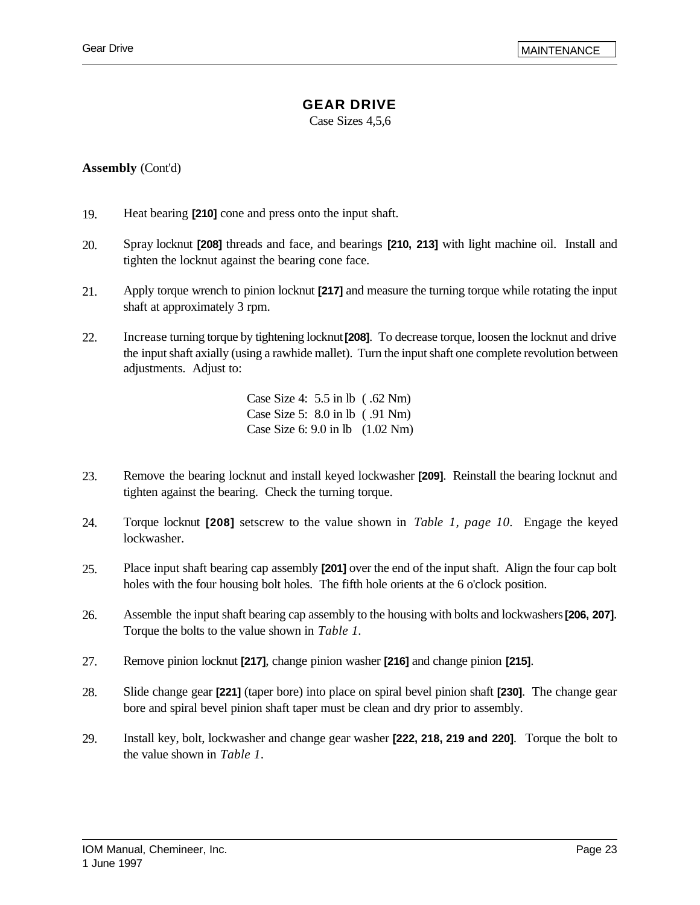# GEAR DRIVE

Case Sizes 4,5,6

**Assembly** (Cont'd)

19. Heat bearing **[210]** cone and press onto the input shaft.

20. Spray locknut **[208]** threads and face, and bearings **[210, 213]** with light machine oil. Install and tighten the locknut against the bearing cone face.

21. Apply torque wrench to pinion locknut **[217]** and measure the turning torque while rotating the input shaft at approximately 3 rpm.

22. Increase turning torque by tightening locknut **[208]**. To decrease torque, loosen the locknut and drive the input shaft axially (using a rawhide mallet). Turn the input shaft one complete revolution between adjustments. Adjust to:

    Case Size 4: 5.5 in lb ( .62 Nm)
    Case Size 5: 8.0 in lb ( .91 Nm)
    Case Size 6: 9.0 in lb (1.02 Nm)

23. Remove the bearing locknut and install keyed lockwasher **[209]**. Reinstall the bearing locknut and tighten against the bearing. Check the turning torque.

24. Torque locknut **[208]** setscrew to the value shown in *Table 1, page 10*. Engage the keyed lockwasher.

25. Place input shaft bearing cap assembly **[201]** over the end of the input shaft. Align the four cap bolt holes with the four housing bolt holes. The fifth hole orients at the 6 o'clock position.

26. Assemble the input shaft bearing cap assembly to the housing with bolts and lockwashers **[206, 207]**. Torque the bolts to the value shown in *Table 1*.

27. Remove pinion locknut **[217]**, change pinion washer **[216]** and change pinion **[215]**.

28. Slide change gear **[221]** (taper bore) into place on spiral bevel pinion shaft **[230]**. The change gear bore and spiral bevel pinion shaft taper must be clean and dry prior to assembly.

29. Install key, bolt, lockwasher and change gear washer **[222, 218, 219 and 220]**. Torque the bolt to the value shown in *Table 1*.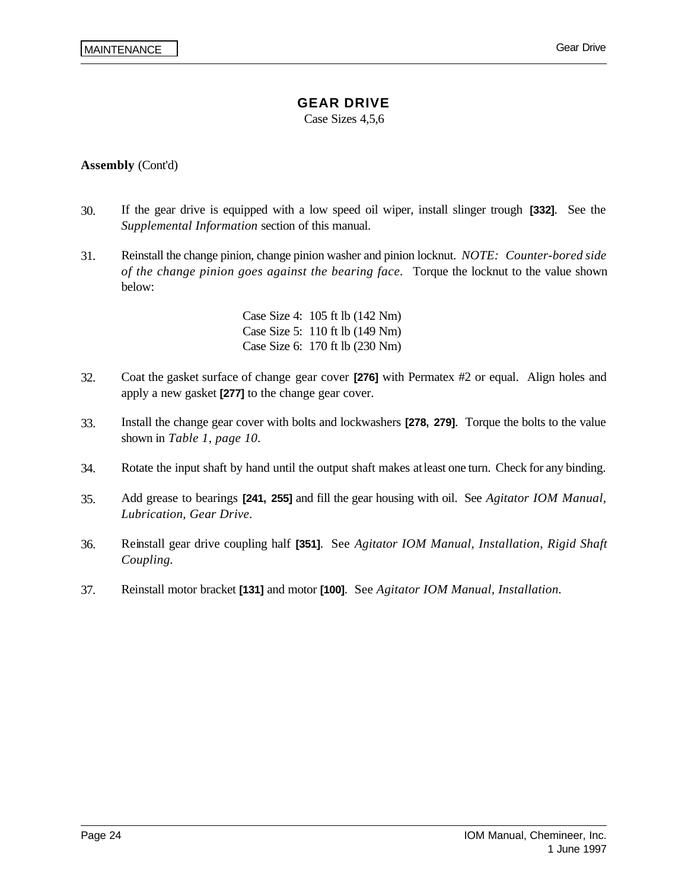# GEAR DRIVE

Case Sizes 4,5,6

**Assembly** (Cont'd)

30. If the gear drive is equipped with a low speed oil wiper, install slinger trough **[332]**. See the *Supplemental Information* section of this manual.

31. Reinstall the change pinion, change pinion washer and pinion locknut. *NOTE: Counter-bored side of the change pinion goes against the bearing face.* Torque the locknut to the value shown below:

    Case Size 4: 105 ft lb (142 Nm)
    Case Size 5: 110 ft lb (149 Nm)
    Case Size 6: 170 ft lb (230 Nm)

32. Coat the gasket surface of change gear cover **[276]** with Permatex #2 or equal. Align holes and apply a new gasket **[277]** to the change gear cover.

33. Install the change gear cover with bolts and lockwashers **[278, 279]**. Torque the bolts to the value shown in *Table 1, page 10*.

34. Rotate the input shaft by hand until the output shaft makes at least one turn. Check for any binding.

35. Add grease to bearings **[241, 255]** and fill the gear housing with oil. See *Agitator IOM Manual, Lubrication, Gear Drive*.

36. Reinstall gear drive coupling half **[351]**. See *Agitator IOM Manual, Installation, Rigid Shaft Coupling*.

37. Reinstall motor bracket **[131]** and motor **[100]**. See *Agitator IOM Manual, Installation*.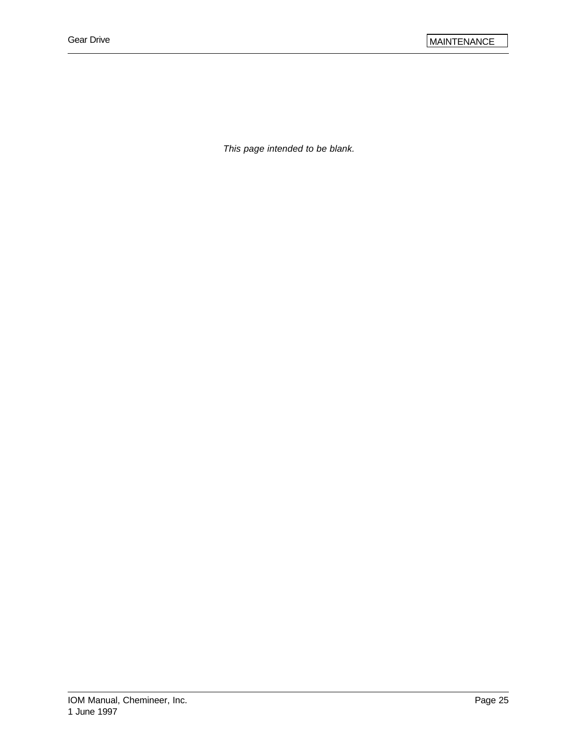*This page intended to be blank.*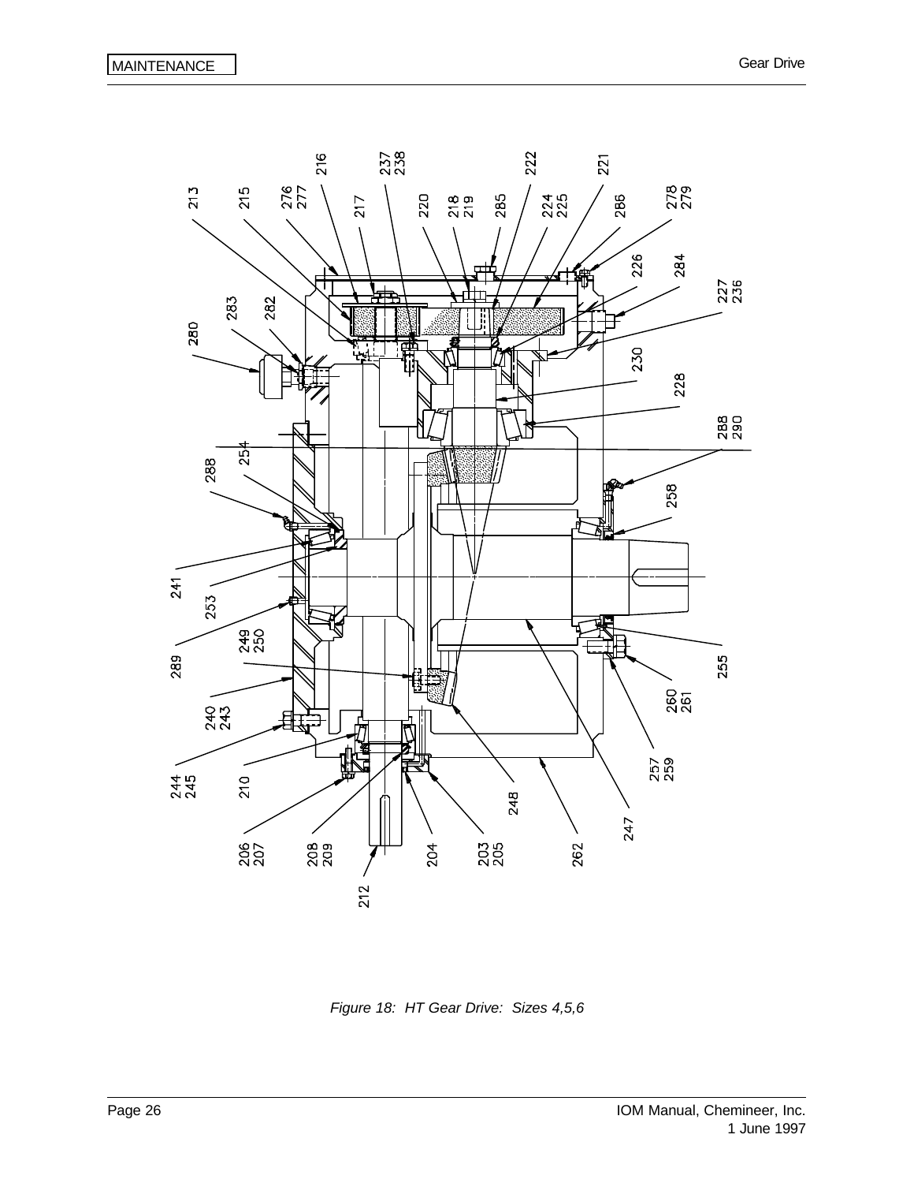*Figure 18: HT Gear Drive: Sizes 4,5,6*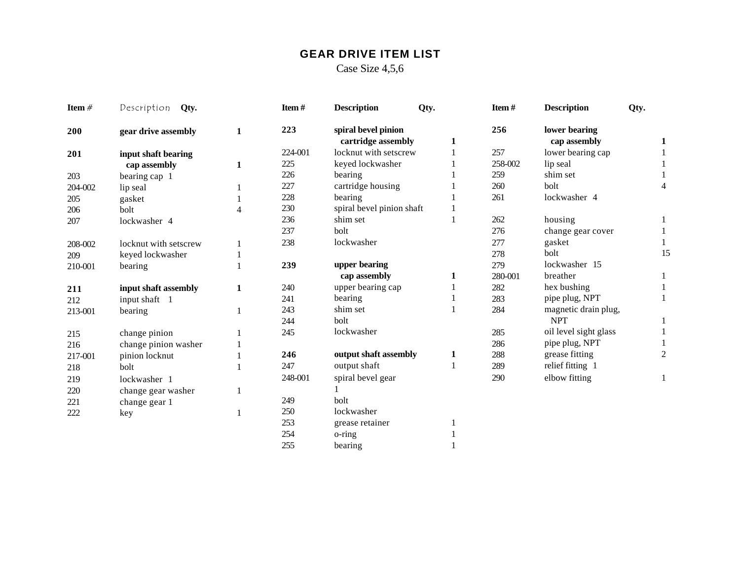# GEAR DRIVE ITEM LIST

Case Size 4,5,6

| Item # | Description | Qty. |
|---|---|---|
| **200** | **gear drive assembly** | **1** |
| **201** | **input shaft bearing cap assembly** | **1** |
| 203 | bearing cap | 1 |
| 204-002 | lip seal | 1 |
| 205 | gasket | 1 |
| 206 | bolt | 4 |
| 207 | lockwasher | 4 |
| 208-002 | locknut with setscrew | 1 |
| 209 | keyed lockwasher | 1 |
| 210-001 | bearing | 1 |
| **211** | **input shaft assembly** | **1** |
| 212 | input shaft | 1 |
| 213-001 | bearing | 1 |
| 215 | change pinion | 1 |
| 216 | change pinion washer | 1 |
| 217-001 | pinion locknut | 1 |
| 218 | bolt | 1 |
| 219 | lockwasher | 1 |
| 220 | change gear washer | 1 |
| 221 | change gear | 1 |
| 222 | key | 1 |
| **223** | **spiral bevel pinion cartridge assembly** | **1** |
| 224-001 | locknut with setscrew | 1 |
| 225 | keyed lockwasher | 1 |
| 226 | bearing | 1 |
| 227 | cartridge housing | 1 |
| 228 | bearing | 1 |
| 230 | spiral bevel pinion shaft | 1 |
| 236 | shim set | 1 |
| 237 | bolt | |
| 238 | lockwasher | |
| **239** | **upper bearing cap assembly** | **1** |
| 240 | upper bearing cap | 1 |
| 241 | bearing | 1 |
| 243 | shim set | 1 |
| 244 | bolt | |
| 245 | lockwasher | |
| **246** | **output shaft assembly** | **1** |
| 247 | output shaft | 1 |
| 248-001 | spiral bevel gear | 1 |
| 249 | bolt | |
| 250 | lockwasher | |
| 253 | grease retainer | 1 |
| 254 | o-ring | 1 |
| 255 | bearing | 1 |
| **256** | **lower bearing cap assembly** | **1** |
| 257 | lower bearing cap | 1 |
| 258-002 | lip seal | 1 |
| 259 | shim set | 1 |
| 260 | bolt | 4 |
| 261 | lockwasher | 4 |
| 262 | housing | 1 |
| 276 | change gear cover | 1 |
| 277 | gasket | 1 |
| 278 | bolt | 15 |
| 279 | lockwasher | 15 |
| 280-001 | breather | 1 |
| 282 | hex bushing | 1 |
| 283 | pipe plug, NPT | 1 |
| 284 | magnetic drain plug, NPT | 1 |
| 285 | oil level sight glass | 1 |
| 286 | pipe plug, NPT | 1 |
| 288 | grease fitting | 2 |
| 289 | relief fitting | 1 |
| 290 | elbow fitting | 1 |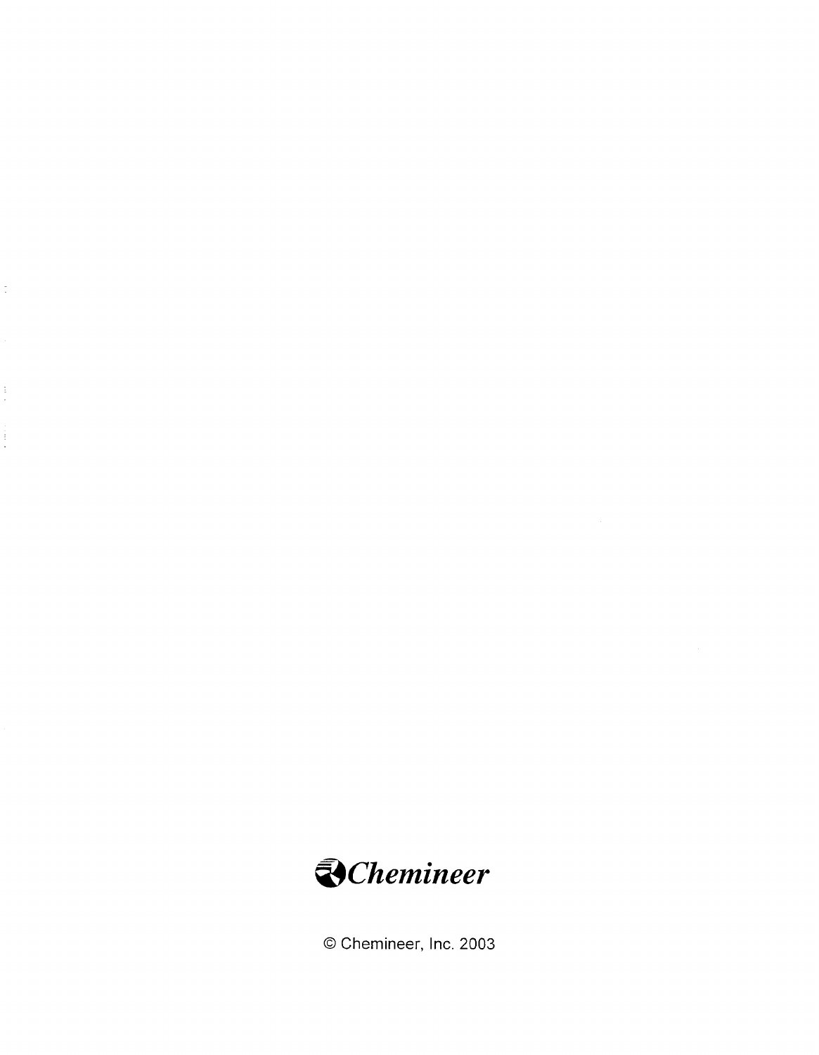*Chemineer*

© Chemineer, Inc. 2003